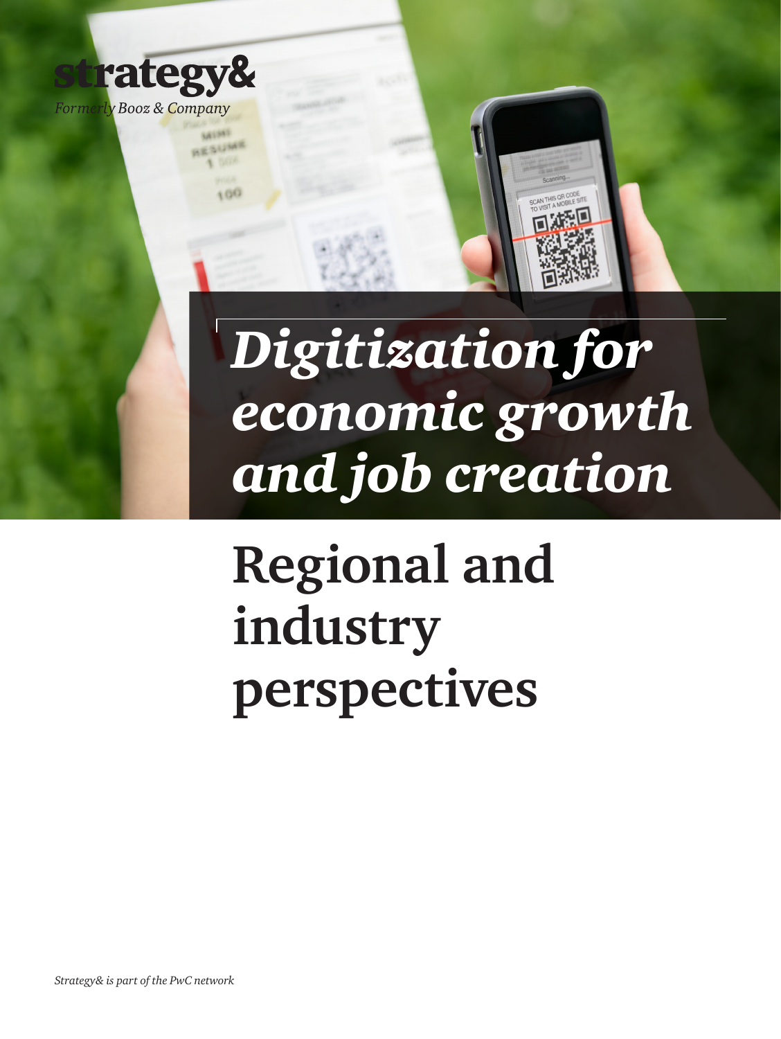strategy&

*Formerly Booz & Company*

# *Digitization for economic growth and job creation*

# Regional and industry perspectives

*Strategy& is part of the PwC network*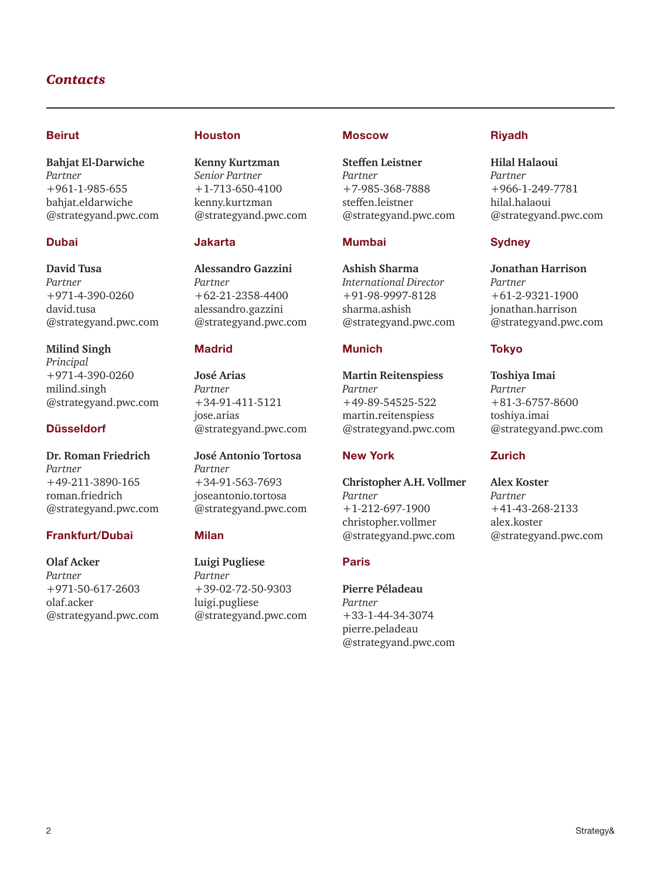## Contacts

### Beirut

**Bahjat El-Darwiche**
*Partner*
+961-1-985-655
bahjat.eldarwiche
@strategyand.pwc.com

### Dubai

**David Tusa**
*Partner*
+971-4-390-0260
david.tusa
@strategyand.pwc.com

**Milind Singh**
*Principal*
+971-4-390-0260
milind.singh
@strategyand.pwc.com

### Düsseldorf

**Dr. Roman Friedrich**
*Partner*
+49-211-3890-165
roman.friedrich
@strategyand.pwc.com

### Frankfurt/Dubai

**Olaf Acker**
*Partner*
+971-50-617-2603
olaf.acker
@strategyand.pwc.com

### Houston

**Kenny Kurtzman**
*Senior Partner*
+1-713-650-4100
kenny.kurtzman
@strategyand.pwc.com

### Jakarta

**Alessandro Gazzini**
*Partner*
+62-21-2358-4400
alessandro.gazzini
@strategyand.pwc.com

### Madrid

**José Arias**
*Partner*
+34-91-411-5121
jose.arias
@strategyand.pwc.com

**José Antonio Tortosa**
*Partner*
+34-91-563-7693
joseantonio.tortosa
@strategyand.pwc.com

### Milan

**Luigi Pugliese**
*Partner*
+39-02-72-50-9303
luigi.pugliese
@strategyand.pwc.com

### Moscow

**Steffen Leistner**
*Partner*
+7-985-368-7888
steffen.leistner
@strategyand.pwc.com

### Mumbai

**Ashish Sharma**
*International Director*
+91-98-9997-8128
sharma.ashish
@strategyand.pwc.com

### Munich

**Martin Reitenspiess**
*Partner*
+49-89-54525-522
martin.reitenspiess
@strategyand.pwc.com

### New York

**Christopher A.H. Vollmer**
*Partner*
+1-212-697-1900
christopher.vollmer
@strategyand.pwc.com

### Paris

**Pierre Péladeau**
*Partner*
+33-1-44-34-3074
pierre.peladeau
@strategyand.pwc.com

### Riyadh

**Hilal Halaoui**
*Partner*
+966-1-249-7781
hilal.halaoui
@strategyand.pwc.com

### Sydney

**Jonathan Harrison**
*Partner*
+61-2-9321-1900
jonathan.harrison
@strategyand.pwc.com

### Tokyo

**Toshiya Imai**
*Partner*
+81-3-6757-8600
toshiya.imai
@strategyand.pwc.com

### Zurich

**Alex Koster**
*Partner*
+41-43-268-2133
alex.koster
@strategyand.pwc.com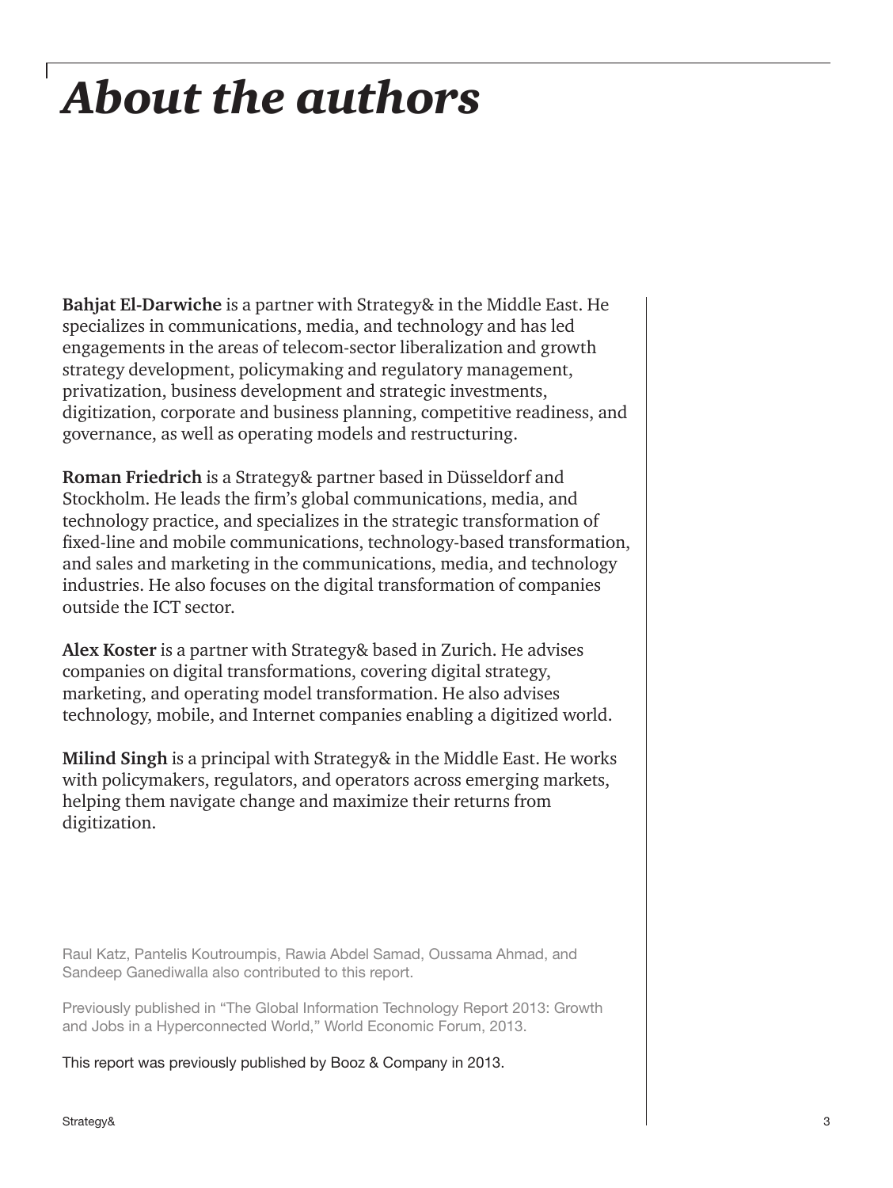# *About the authors*

**Bahjat El-Darwiche** is a partner with Strategy& in the Middle East. He specializes in communications, media, and technology and has led engagements in the areas of telecom-sector liberalization and growth strategy development, policymaking and regulatory management, privatization, business development and strategic investments, digitization, corporate and business planning, competitive readiness, and governance, as well as operating models and restructuring.

**Roman Friedrich** is a Strategy& partner based in Düsseldorf and Stockholm. He leads the firm's global communications, media, and technology practice, and specializes in the strategic transformation of fixed-line and mobile communications, technology-based transformation, and sales and marketing in the communications, media, and technology industries. He also focuses on the digital transformation of companies outside the ICT sector.

**Alex Koster** is a partner with Strategy& based in Zurich. He advises companies on digital transformations, covering digital strategy, marketing, and operating model transformation. He also advises technology, mobile, and Internet companies enabling a digitized world.

**Milind Singh** is a principal with Strategy& in the Middle East. He works with policymakers, regulators, and operators across emerging markets, helping them navigate change and maximize their returns from digitization.

Raul Katz, Pantelis Koutroumpis, Rawia Abdel Samad, Oussama Ahmad, and Sandeep Ganediwalla also contributed to this report.

Previously published in "The Global Information Technology Report 2013: Growth and Jobs in a Hyperconnected World," World Economic Forum, 2013.

This report was previously published by Booz & Company in 2013.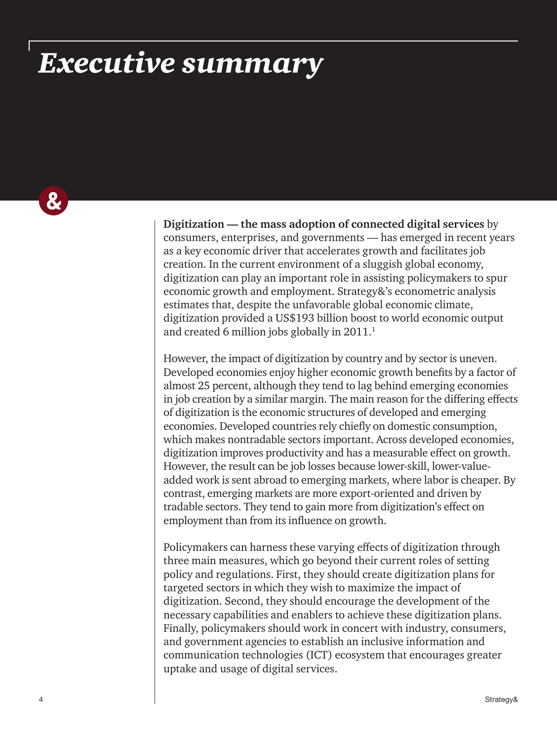# *Executive summary*

**Digitization — the mass adoption of connected digital services** by consumers, enterprises, and governments — has emerged in recent years as a key economic driver that accelerates growth and facilitates job creation. In the current environment of a sluggish global economy, digitization can play an important role in assisting policymakers to spur economic growth and employment. Strategy&'s econometric analysis estimates that, despite the unfavorable global economic climate, digitization provided a US$193 billion boost to world economic output and created 6 million jobs globally in 2011.[1]

However, the impact of digitization by country and by sector is uneven. Developed economies enjoy higher economic growth benefits by a factor of almost 25 percent, although they tend to lag behind emerging economies in job creation by a similar margin. The main reason for the differing effects of digitization is the economic structures of developed and emerging economies. Developed countries rely chiefly on domestic consumption, which makes nontradable sectors important. Across developed economies, digitization improves productivity and has a measurable effect on growth. However, the result can be job losses because lower-skill, lower-value-added work is sent abroad to emerging markets, where labor is cheaper. By contrast, emerging markets are more export-oriented and driven by tradable sectors. They tend to gain more from digitization's effect on employment than from its influence on growth.

Policymakers can harness these varying effects of digitization through three main measures, which go beyond their current roles of setting policy and regulations. First, they should create digitization plans for targeted sectors in which they wish to maximize the impact of digitization. Second, they should encourage the development of the necessary capabilities and enablers to achieve these digitization plans. Finally, policymakers should work in concert with industry, consumers, and government agencies to establish an inclusive information and communication technologies (ICT) ecosystem that encourages greater uptake and usage of digital services.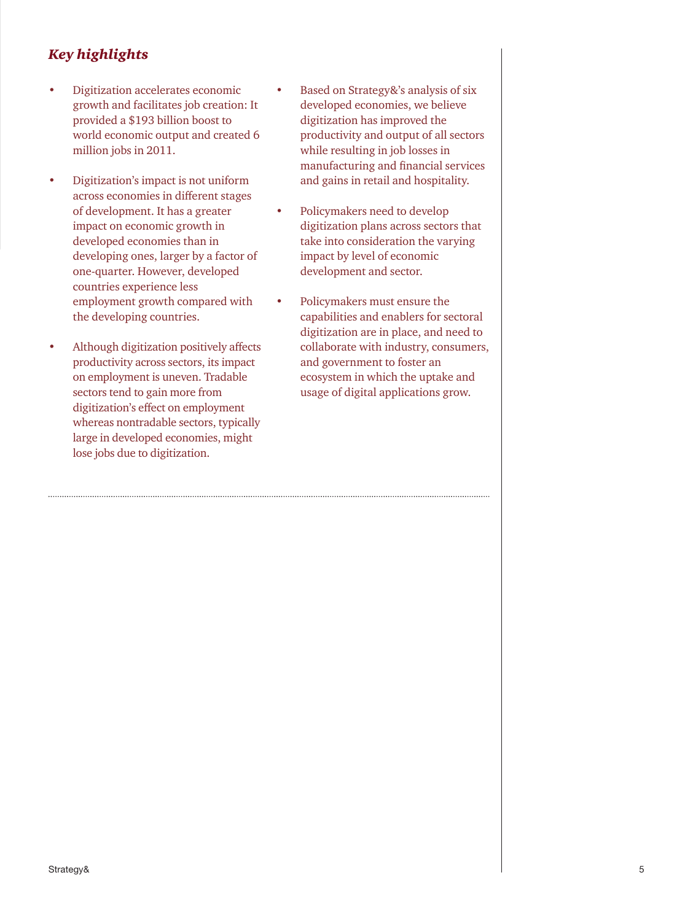## *Key highlights*

- Digitization accelerates economic growth and facilitates job creation: It provided a $193 billion boost to world economic output and created 6 million jobs in 2011.
- Digitization's impact is not uniform across economies in different stages of development. It has a greater impact on economic growth in developed economies than in developing ones, larger by a factor of one-quarter. However, developed countries experience less employment growth compared with the developing countries.
- Although digitization positively affects productivity across sectors, its impact on employment is uneven. Tradable sectors tend to gain more from digitization's effect on employment whereas nontradable sectors, typically large in developed economies, might lose jobs due to digitization.
- Based on Strategy&'s analysis of six developed economies, we believe digitization has improved the productivity and output of all sectors while resulting in job losses in manufacturing and financial services and gains in retail and hospitality.
- Policymakers need to develop digitization plans across sectors that take into consideration the varying impact by level of economic development and sector.
- Policymakers must ensure the capabilities and enablers for sectoral digitization are in place, and need to collaborate with industry, consumers, and government to foster an ecosystem in which the uptake and usage of digital applications grow.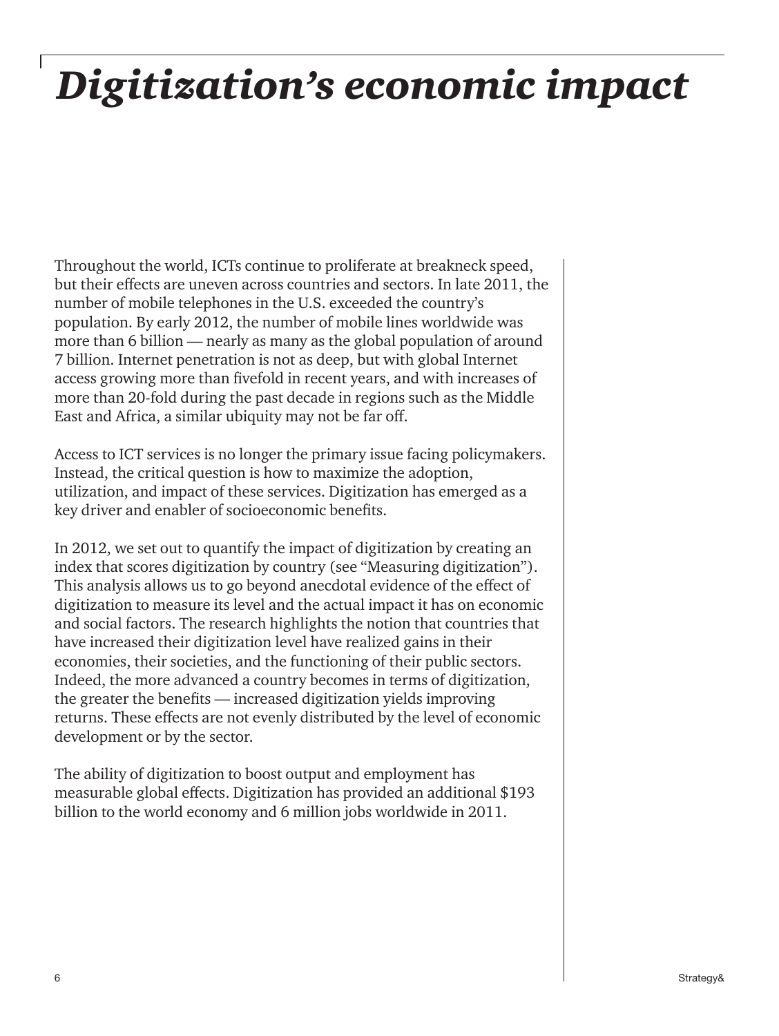# *Digitization's economic impact*

Throughout the world, ICTs continue to proliferate at breakneck speed, but their effects are uneven across countries and sectors. In late 2011, the number of mobile telephones in the U.S. exceeded the country's population. By early 2012, the number of mobile lines worldwide was more than 6 billion — nearly as many as the global population of around 7 billion. Internet penetration is not as deep, but with global Internet access growing more than fivefold in recent years, and with increases of more than 20-fold during the past decade in regions such as the Middle East and Africa, a similar ubiquity may not be far off.

Access to ICT services is no longer the primary issue facing policymakers. Instead, the critical question is how to maximize the adoption, utilization, and impact of these services. Digitization has emerged as a key driver and enabler of socioeconomic benefits.

In 2012, we set out to quantify the impact of digitization by creating an index that scores digitization by country (see "Measuring digitization"). This analysis allows us to go beyond anecdotal evidence of the effect of digitization to measure its level and the actual impact it has on economic and social factors. The research highlights the notion that countries that have increased their digitization level have realized gains in their economies, their societies, and the functioning of their public sectors. Indeed, the more advanced a country becomes in terms of digitization, the greater the benefits — increased digitization yields improving returns. These effects are not evenly distributed by the level of economic development or by the sector.

The ability of digitization to boost output and employment has measurable global effects. Digitization has provided an additional $193 billion to the world economy and 6 million jobs worldwide in 2011.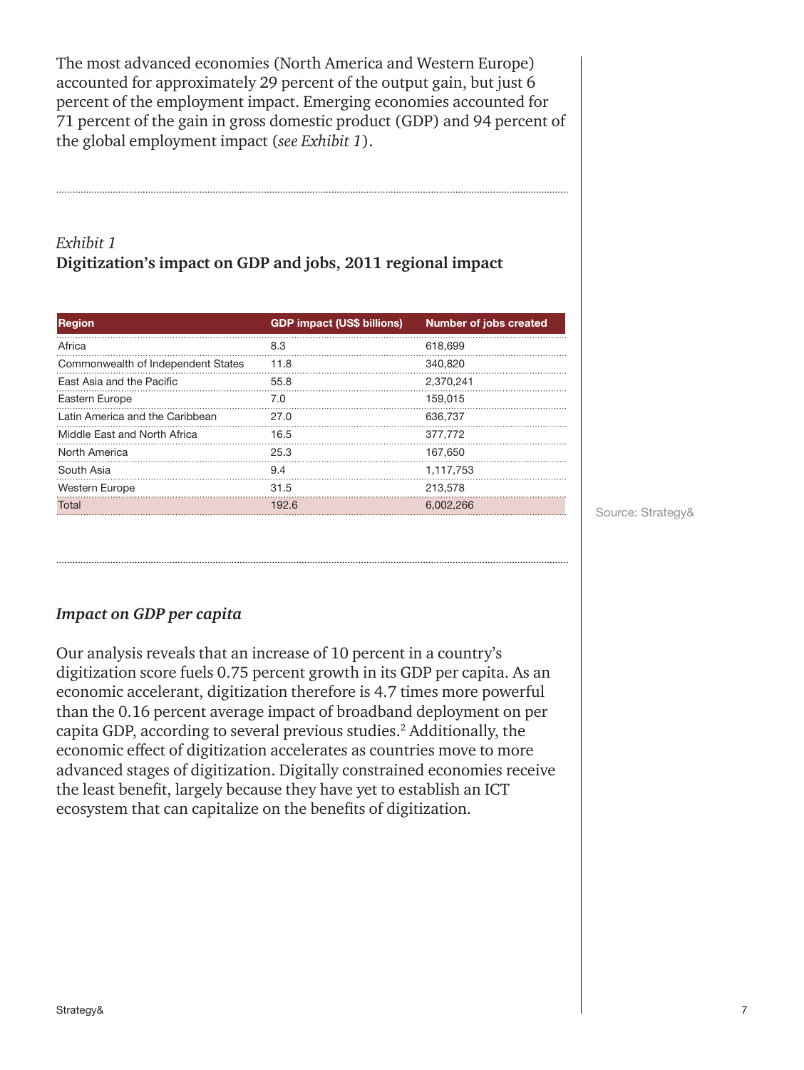The most advanced economies (North America and Western Europe) accounted for approximately 29 percent of the output gain, but just 6 percent of the employment impact. Emerging economies accounted for 71 percent of the gain in gross domestic product (GDP) and 94 percent of the global employment impact (*see Exhibit 1*).

*Exhibit 1*
**Digitization's impact on GDP and jobs, 2011 regional impact**

| Region | GDP impact (US$ billions) | Number of jobs created |
|---|---|---|
| Africa | 8.3 | 618,699 |
| Commonwealth of Independent States | 11.8 | 340,820 |
| East Asia and the Pacific | 55.8 | 2,370,241 |
| Eastern Europe | 7.0 | 159,015 |
| Latin America and the Caribbean | 27.0 | 636,737 |
| Middle East and North Africa | 16.5 | 377,772 |
| North America | 25.3 | 167,650 |
| South Asia | 9.4 | 1,117,753 |
| Western Europe | 31.5 | 213,578 |
| Total | 192.6 | 6,002,266 |

Source: Strategy&

### *Impact on GDP per capita*

Our analysis reveals that an increase of 10 percent in a country's digitization score fuels 0.75 percent growth in its GDP per capita. As an economic accelerant, digitization therefore is 4.7 times more powerful than the 0.16 percent average impact of broadband deployment on per capita GDP, according to several previous studies.[2] Additionally, the economic effect of digitization accelerates as countries move to more advanced stages of digitization. Digitally constrained economies receive the least benefit, largely because they have yet to establish an ICT ecosystem that can capitalize on the benefits of digitization.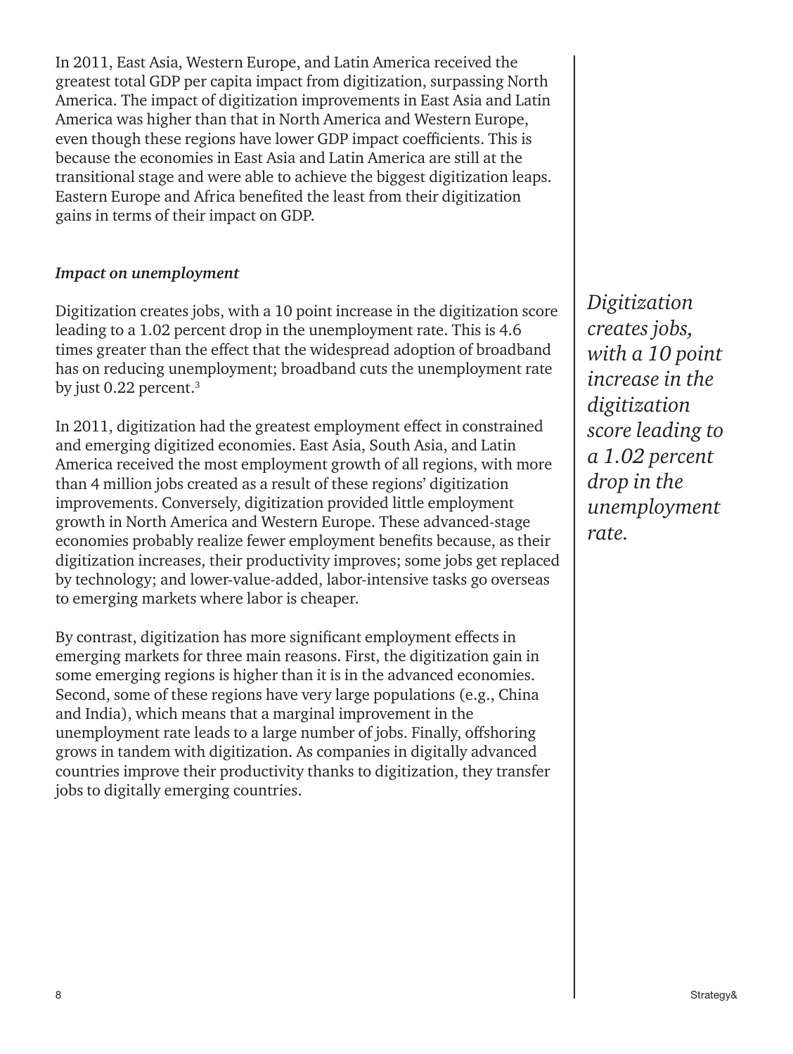In 2011, East Asia, Western Europe, and Latin America received the greatest total GDP per capita impact from digitization, surpassing North America. The impact of digitization improvements in East Asia and Latin America was higher than that in North America and Western Europe, even though these regions have lower GDP impact coefficients. This is because the economies in East Asia and Latin America are still at the transitional stage and were able to achieve the biggest digitization leaps. Eastern Europe and Africa benefited the least from their digitization gains in terms of their impact on GDP.

***Impact on unemployment***

Digitization creates jobs, with a 10 point increase in the digitization score leading to a 1.02 percent drop in the unemployment rate. This is 4.6 times greater than the effect that the widespread adoption of broadband has on reducing unemployment; broadband cuts the unemployment rate by just 0.22 percent.[3]

*Digitization creates jobs, with a 10 point increase in the digitization score leading to a 1.02 percent drop in the unemployment rate.*

In 2011, digitization had the greatest employment effect in constrained and emerging digitized economies. East Asia, South Asia, and Latin America received the most employment growth of all regions, with more than 4 million jobs created as a result of these regions' digitization improvements. Conversely, digitization provided little employment growth in North America and Western Europe. These advanced-stage economies probably realize fewer employment benefits because, as their digitization increases, their productivity improves; some jobs get replaced by technology; and lower-value-added, labor-intensive tasks go overseas to emerging markets where labor is cheaper.

By contrast, digitization has more significant employment effects in emerging markets for three main reasons. First, the digitization gain in some emerging regions is higher than it is in the advanced economies. Second, some of these regions have very large populations (e.g., China and India), which means that a marginal improvement in the unemployment rate leads to a large number of jobs. Finally, offshoring grows in tandem with digitization. As companies in digitally advanced countries improve their productivity thanks to digitization, they transfer jobs to digitally emerging countries.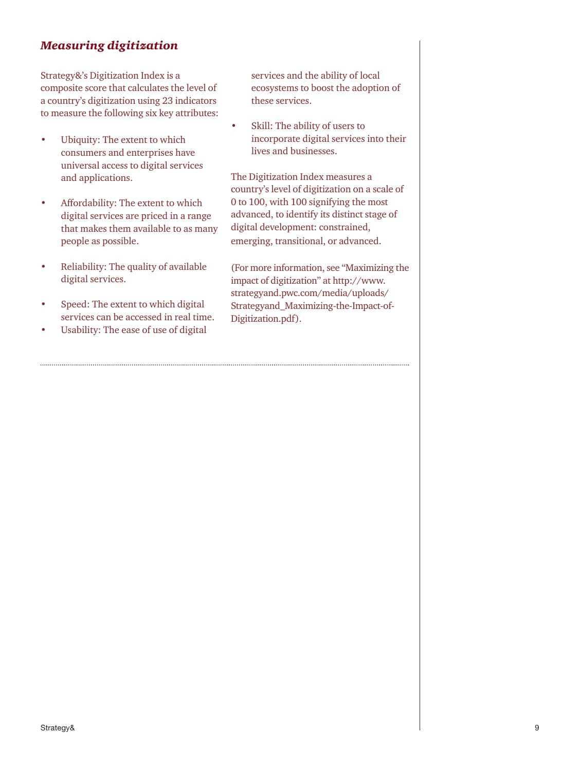### *Measuring digitization*

Strategy&'s Digitization Index is a composite score that calculates the level of a country's digitization using 23 indicators to measure the following six key attributes:

- Ubiquity: The extent to which consumers and enterprises have universal access to digital services and applications.
- Affordability: The extent to which digital services are priced in a range that makes them available to as many people as possible.
- Reliability: The quality of available digital services.
- Speed: The extent to which digital services can be accessed in real time.
- Usability: The ease of use of digital services and the ability of local ecosystems to boost the adoption of these services.
- Skill: The ability of users to incorporate digital services into their lives and businesses.

The Digitization Index measures a country's level of digitization on a scale of 0 to 100, with 100 signifying the most advanced, to identify its distinct stage of digital development: constrained, emerging, transitional, or advanced.

(For more information, see "Maximizing the impact of digitization" at http://www.strategyand.pwc.com/media/uploads/Strategyand_Maximizing-the-Impact-of-Digitization.pdf).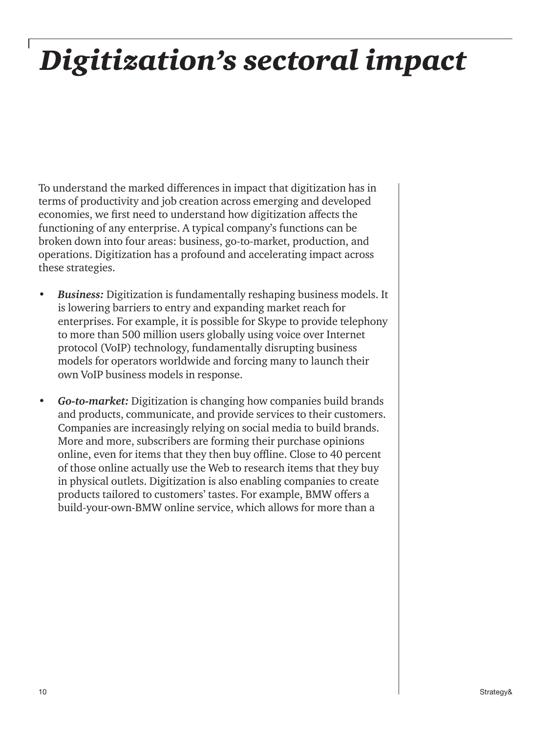# *Digitization's sectoral impact*

To understand the marked differences in impact that digitization has in terms of productivity and job creation across emerging and developed economies, we first need to understand how digitization affects the functioning of any enterprise. A typical company's functions can be broken down into four areas: business, go-to-market, production, and operations. Digitization has a profound and accelerating impact across these strategies.

- ***Business:*** Digitization is fundamentally reshaping business models. It is lowering barriers to entry and expanding market reach for enterprises. For example, it is possible for Skype to provide telephony to more than 500 million users globally using voice over Internet protocol (VoIP) technology, fundamentally disrupting business models for operators worldwide and forcing many to launch their own VoIP business models in response.

- ***Go-to-market:*** Digitization is changing how companies build brands and products, communicate, and provide services to their customers. Companies are increasingly relying on social media to build brands. More and more, subscribers are forming their purchase opinions online, even for items that they then buy offline. Close to 40 percent of those online actually use the Web to research items that they buy in physical outlets. Digitization is also enabling companies to create products tailored to customers' tastes. For example, BMW offers a build-your-own-BMW online service, which allows for more than a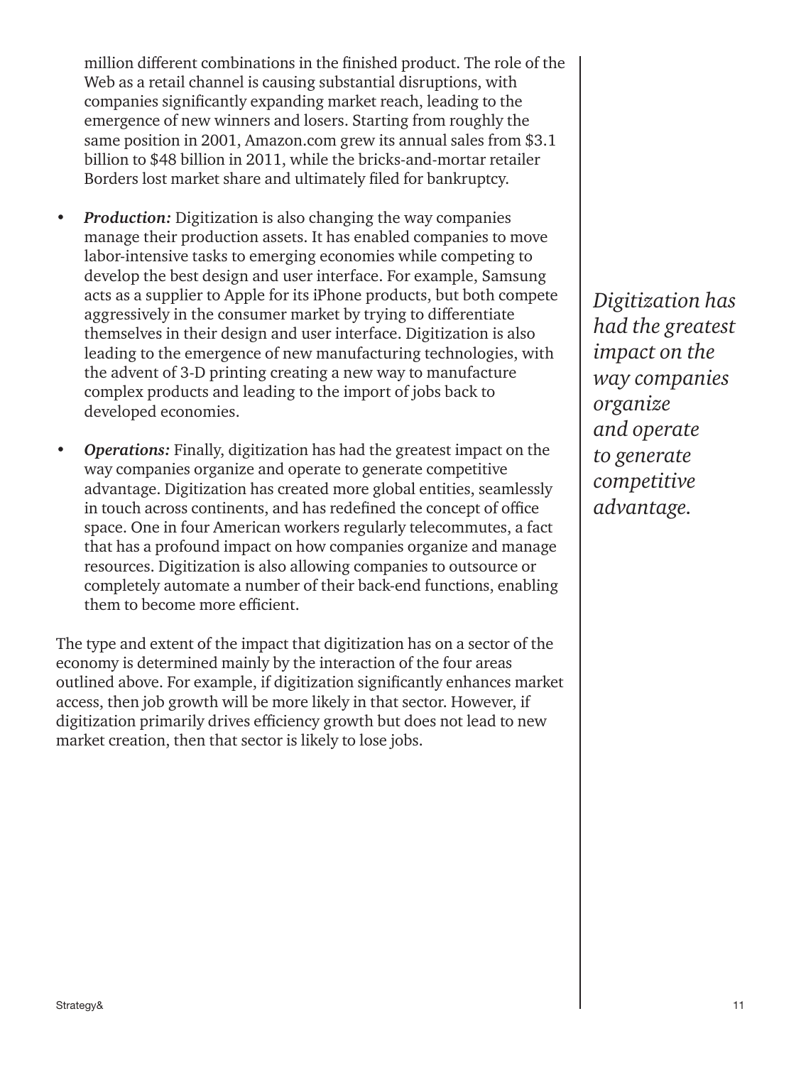million different combinations in the finished product. The role of the Web as a retail channel is causing substantial disruptions, with companies significantly expanding market reach, leading to the emergence of new winners and losers. Starting from roughly the same position in 2001, Amazon.com grew its annual sales from $3.1 billion to $48 billion in 2011, while the bricks-and-mortar retailer Borders lost market share and ultimately filed for bankruptcy.

- ***Production:*** Digitization is also changing the way companies manage their production assets. It has enabled companies to move labor-intensive tasks to emerging economies while competing to develop the best design and user interface. For example, Samsung acts as a supplier to Apple for its iPhone products, but both compete aggressively in the consumer market by trying to differentiate themselves in their design and user interface. Digitization is also leading to the emergence of new manufacturing technologies, with the advent of 3-D printing creating a new way to manufacture complex products and leading to the import of jobs back to developed economies.

- ***Operations:*** Finally, digitization has had the greatest impact on the way companies organize and operate to generate competitive advantage. Digitization has created more global entities, seamlessly in touch across continents, and has redefined the concept of office space. One in four American workers regularly telecommutes, a fact that has a profound impact on how companies organize and manage resources. Digitization is also allowing companies to outsource or completely automate a number of their back-end functions, enabling them to become more efficient.

*Digitization has had the greatest impact on the way companies organize and operate to generate competitive advantage.*

The type and extent of the impact that digitization has on a sector of the economy is determined mainly by the interaction of the four areas outlined above. For example, if digitization significantly enhances market access, then job growth will be more likely in that sector. However, if digitization primarily drives efficiency growth but does not lead to new market creation, then that sector is likely to lose jobs.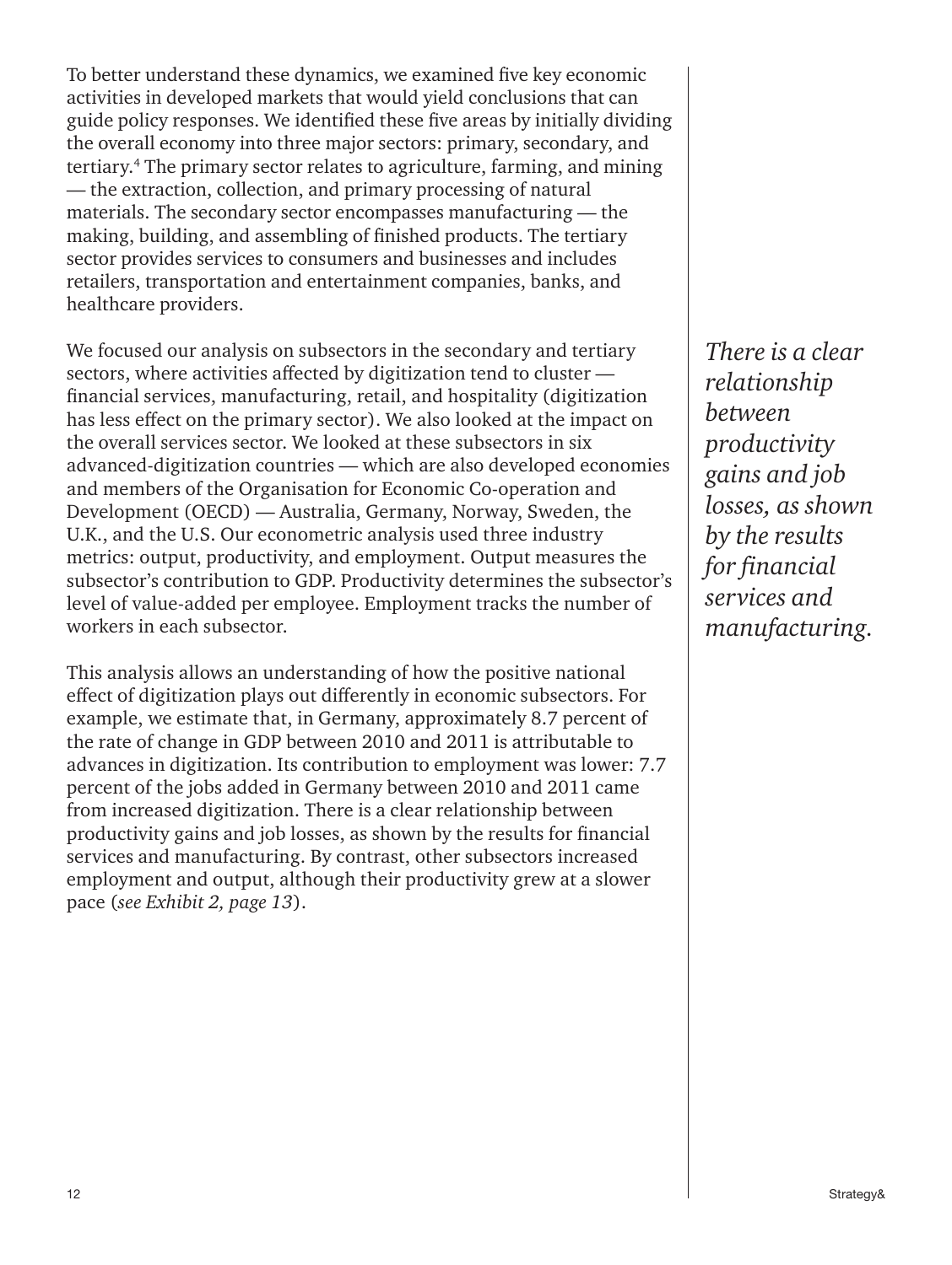To better understand these dynamics, we examined five key economic activities in developed markets that would yield conclusions that can guide policy responses. We identified these five areas by initially dividing the overall economy into three major sectors: primary, secondary, and tertiary.[4] The primary sector relates to agriculture, farming, and mining — the extraction, collection, and primary processing of natural materials. The secondary sector encompasses manufacturing — the making, building, and assembling of finished products. The tertiary sector provides services to consumers and businesses and includes retailers, transportation and entertainment companies, banks, and healthcare providers.

We focused our analysis on subsectors in the secondary and tertiary sectors, where activities affected by digitization tend to cluster — financial services, manufacturing, retail, and hospitality (digitization has less effect on the primary sector). We also looked at the impact on the overall services sector. We looked at these subsectors in six advanced-digitization countries — which are also developed economies and members of the Organisation for Economic Co-operation and Development (OECD) — Australia, Germany, Norway, Sweden, the U.K., and the U.S. Our econometric analysis used three industry metrics: output, productivity, and employment. Output measures the subsector's contribution to GDP. Productivity determines the subsector's level of value-added per employee. Employment tracks the number of workers in each subsector.

This analysis allows an understanding of how the positive national effect of digitization plays out differently in economic subsectors. For example, we estimate that, in Germany, approximately 8.7 percent of the rate of change in GDP between 2010 and 2011 is attributable to advances in digitization. Its contribution to employment was lower: 7.7 percent of the jobs added in Germany between 2010 and 2011 came from increased digitization. There is a clear relationship between productivity gains and job losses, as shown by the results for financial services and manufacturing. By contrast, other subsectors increased employment and output, although their productivity grew at a slower pace (*see Exhibit 2, page 13*).

*There is a clear relationship between productivity gains and job losses, as shown by the results for financial services and manufacturing.*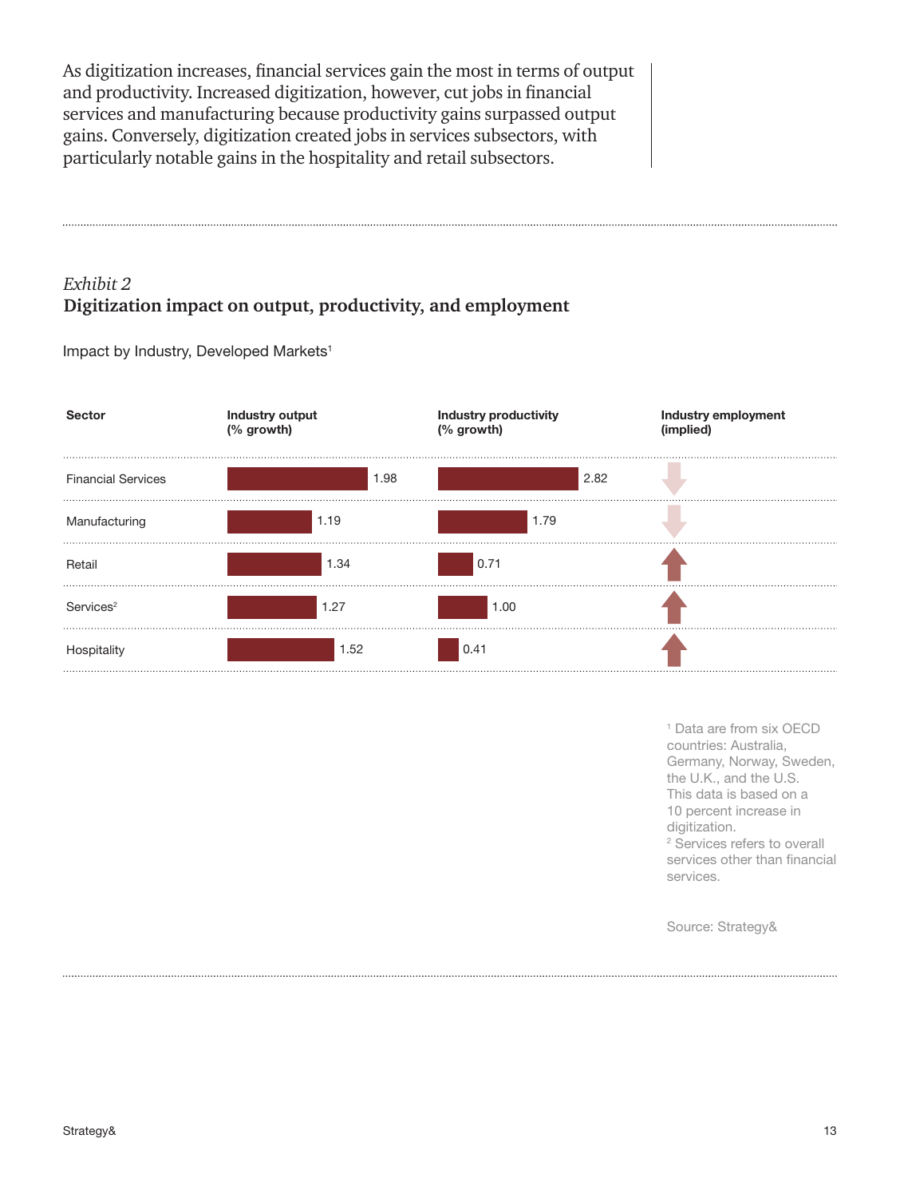As digitization increases, financial services gain the most in terms of output and productivity. Increased digitization, however, cut jobs in financial services and manufacturing because productivity gains surpassed output gains. Conversely, digitization created jobs in services subsectors, with particularly notable gains in the hospitality and retail subsectors.

*Exhibit 2*

**Digitization impact on output, productivity, and employment**

Impact by Industry, Developed Markets[1]

| Sector | Industry output (% growth) | Industry productivity (% growth) | Industry employment (implied) |
|---|---|---|---|
| Financial Services | 1.98 | 2.82 | ↓ |
| Manufacturing | 1.19 | 1.79 | ↓ |
| Retail | 1.34 | 0.71 | ↑ |
| Services[2] | 1.27 | 1.00 | ↑ |
| Hospitality | 1.52 | 0.41 | ↑ |

[1] Data are from six OECD countries: Australia, Germany, Norway, Sweden, the U.K., and the U.S. This data is based on a 10 percent increase in digitization.

[2] Services refers to overall services other than financial services.

Source: Strategy&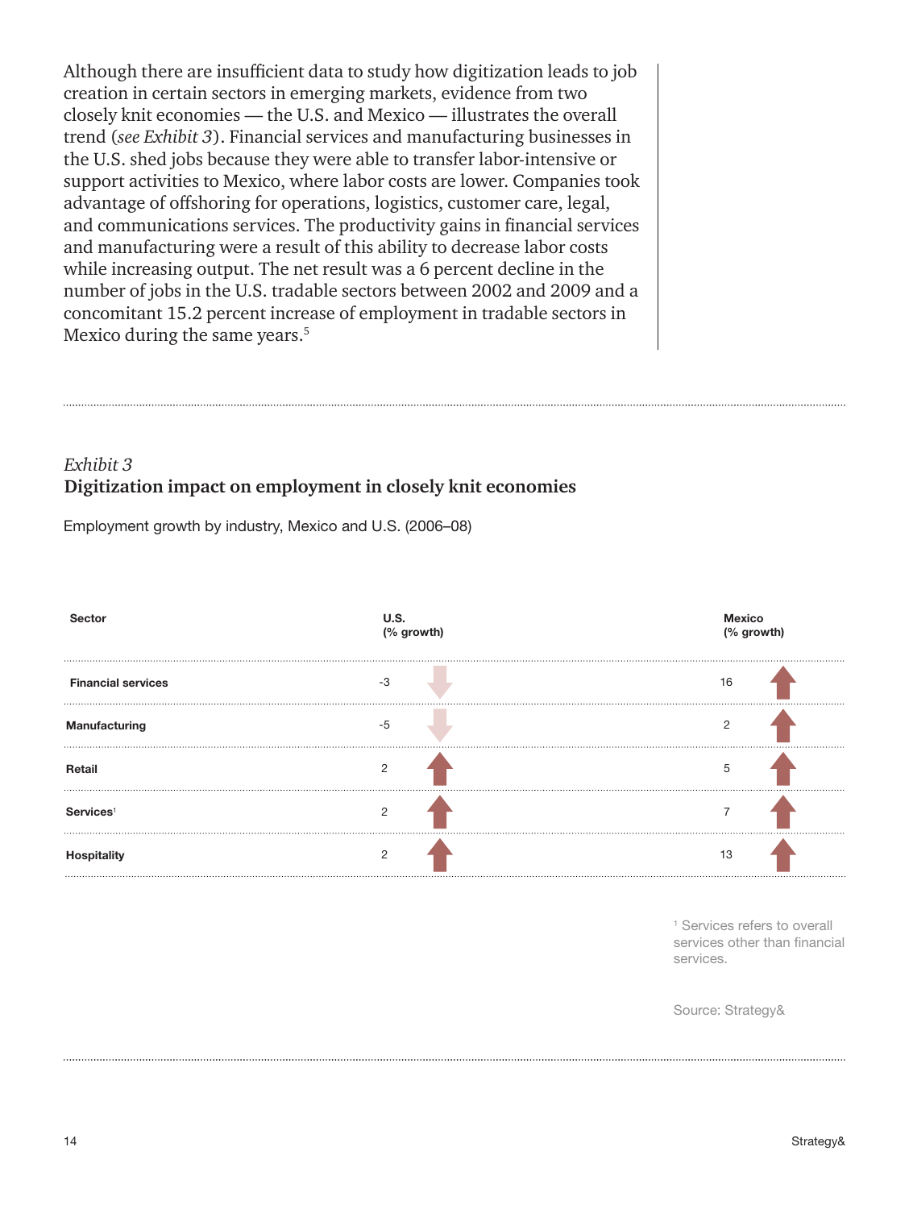Although there are insufficient data to study how digitization leads to job creation in certain sectors in emerging markets, evidence from two closely knit economies — the U.S. and Mexico — illustrates the overall trend (*see Exhibit 3*). Financial services and manufacturing businesses in the U.S. shed jobs because they were able to transfer labor-intensive or support activities to Mexico, where labor costs are lower. Companies took advantage of offshoring for operations, logistics, customer care, legal, and communications services. The productivity gains in financial services and manufacturing were a result of this ability to decrease labor costs while increasing output. The net result was a 6 percent decline in the number of jobs in the U.S. tradable sectors between 2002 and 2009 and a concomitant 15.2 percent increase of employment in tradable sectors in Mexico during the same years.[5]

*Exhibit 3*

**Digitization impact on employment in closely knit economies**

Employment growth by industry, Mexico and U.S. (2006–08)

| Sector | U.S. (% growth) | Mexico (% growth) |
|---|---|---|
| **Financial services** | -3 | 16 |
| **Manufacturing** | -5 | 2 |
| **Retail** | 2 | 5 |
| **Services**[1] | 2 | 7 |
| **Hospitality** | 2 | 13 |

[1] Services refers to overall services other than financial services.

Source: Strategy&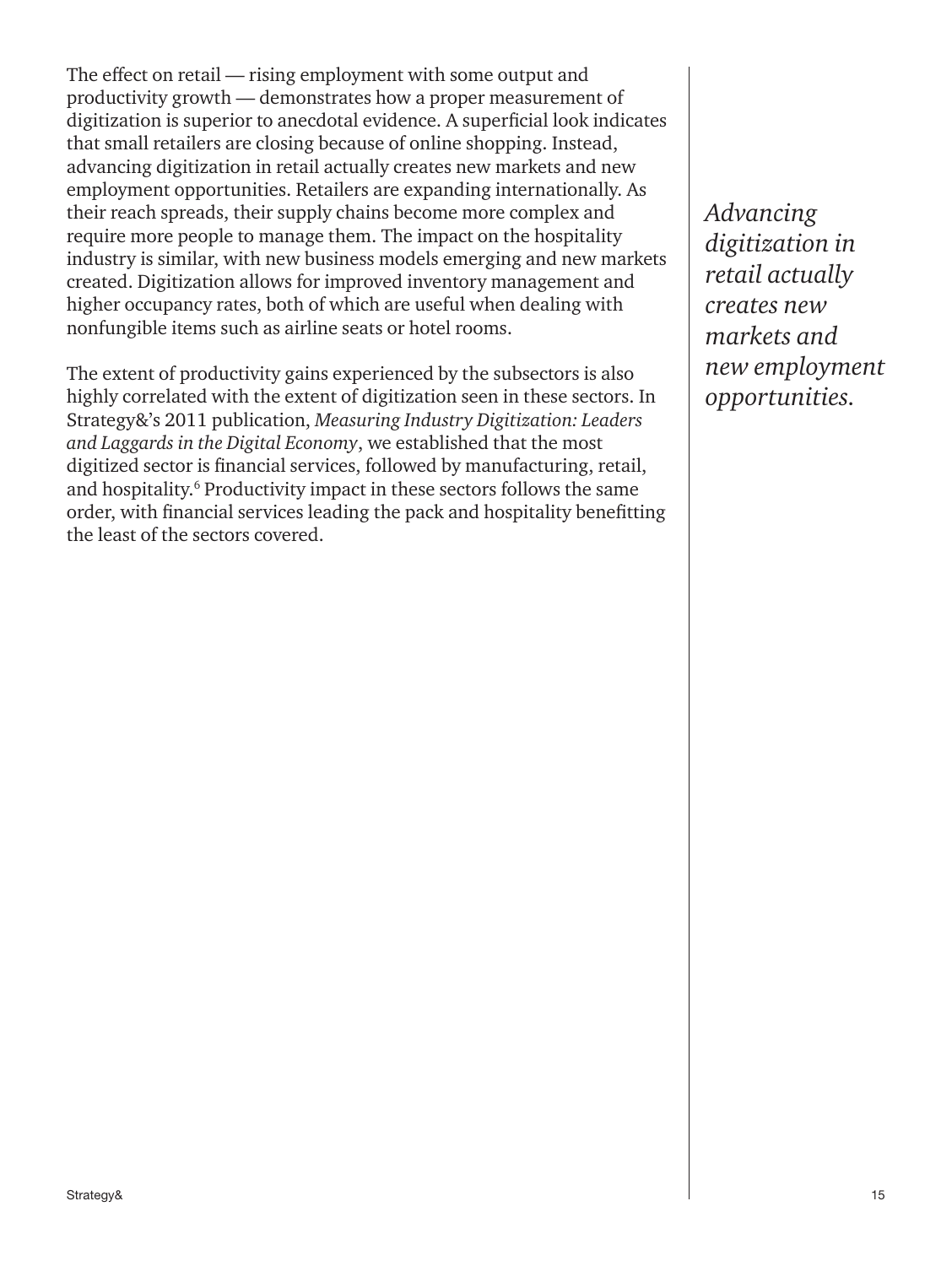The effect on retail — rising employment with some output and productivity growth — demonstrates how a proper measurement of digitization is superior to anecdotal evidence. A superficial look indicates that small retailers are closing because of online shopping. Instead, advancing digitization in retail actually creates new markets and new employment opportunities. Retailers are expanding internationally. As their reach spreads, their supply chains become more complex and require more people to manage them. The impact on the hospitality industry is similar, with new business models emerging and new markets created. Digitization allows for improved inventory management and higher occupancy rates, both of which are useful when dealing with nonfungible items such as airline seats or hotel rooms.

The extent of productivity gains experienced by the subsectors is also highly correlated with the extent of digitization seen in these sectors. In Strategy&'s 2011 publication, *Measuring Industry Digitization: Leaders and Laggards in the Digital Economy*, we established that the most digitized sector is financial services, followed by manufacturing, retail, and hospitality.[6] Productivity impact in these sectors follows the same order, with financial services leading the pack and hospitality benefitting the least of the sectors covered.

*Advancing digitization in retail actually creates new markets and new employment opportunities.*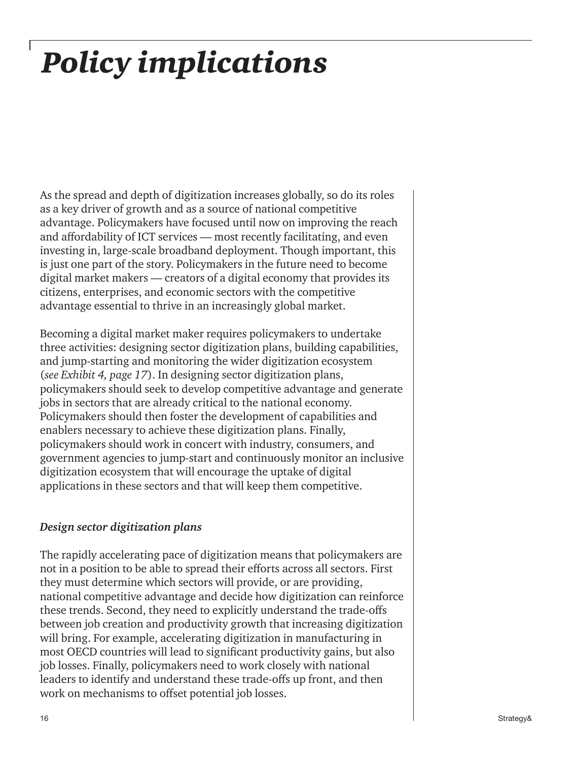# *Policy implications*

As the spread and depth of digitization increases globally, so do its roles as a key driver of growth and as a source of national competitive advantage. Policymakers have focused until now on improving the reach and affordability of ICT services — most recently facilitating, and even investing in, large-scale broadband deployment. Though important, this is just one part of the story. Policymakers in the future need to become digital market makers — creators of a digital economy that provides its citizens, enterprises, and economic sectors with the competitive advantage essential to thrive in an increasingly global market.

Becoming a digital market maker requires policymakers to undertake three activities: designing sector digitization plans, building capabilities, and jump-starting and monitoring the wider digitization ecosystem (*see Exhibit 4, page 17*). In designing sector digitization plans, policymakers should seek to develop competitive advantage and generate jobs in sectors that are already critical to the national economy. Policymakers should then foster the development of capabilities and enablers necessary to achieve these digitization plans. Finally, policymakers should work in concert with industry, consumers, and government agencies to jump-start and continuously monitor an inclusive digitization ecosystem that will encourage the uptake of digital applications in these sectors and that will keep them competitive.

### *Design sector digitization plans*

The rapidly accelerating pace of digitization means that policymakers are not in a position to be able to spread their efforts across all sectors. First they must determine which sectors will provide, or are providing, national competitive advantage and decide how digitization can reinforce these trends. Second, they need to explicitly understand the trade-offs between job creation and productivity growth that increasing digitization will bring. For example, accelerating digitization in manufacturing in most OECD countries will lead to significant productivity gains, but also job losses. Finally, policymakers need to work closely with national leaders to identify and understand these trade-offs up front, and then work on mechanisms to offset potential job losses.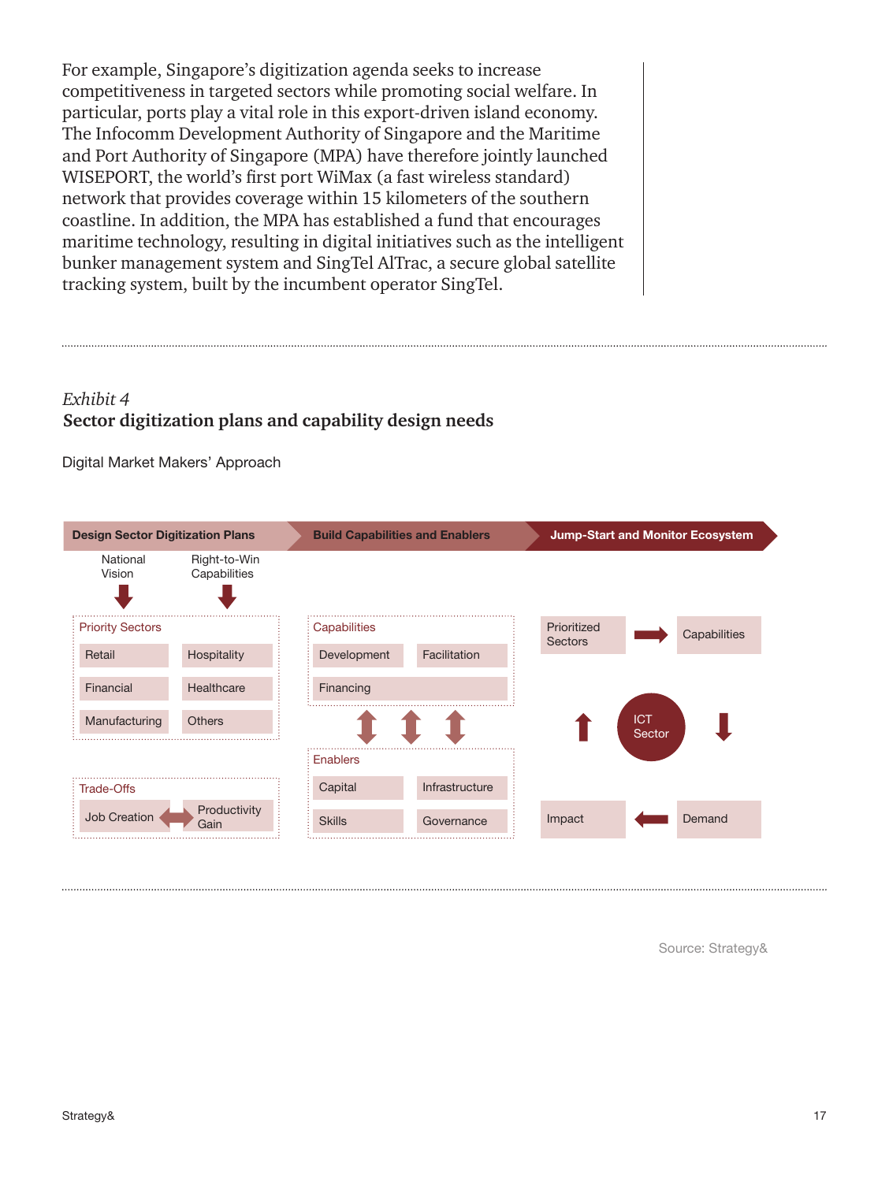For example, Singapore's digitization agenda seeks to increase competitiveness in targeted sectors while promoting social welfare. In particular, ports play a vital role in this export-driven island economy. The Infocomm Development Authority of Singapore and the Maritime and Port Authority of Singapore (MPA) have therefore jointly launched WISEPORT, the world's first port WiMax (a fast wireless standard) network that provides coverage within 15 kilometers of the southern coastline. In addition, the MPA has established a fund that encourages maritime technology, resulting in digital initiatives such as the intelligent bunker management system and SingTel AlTrac, a secure global satellite tracking system, built by the incumbent operator SingTel.

*Exhibit 4*

**Sector digitization plans and capability design needs**

Digital Market Makers' Approach

**Design Sector Digitization Plans** → **Build Capabilities and Enablers** → **Jump-Start and Monitor Ecosystem**

National Vision ↓ Right-to-Win Capabilities ↓

Priority Sectors
- Retail
- Hospitality
- Financial
- Healthcare
- Manufacturing
- Others

Trade-Offs
- Job Creation ↔ Productivity Gain

Capabilities
- Development
- Facilitation
- Financing

↕ ↕ ↕

Enablers
- Capital
- Infrastructure
- Skills
- Governance

ICT Sector: Prioritized Sectors → Capabilities → Demand → Impact → Prioritized Sectors

Source: Strategy&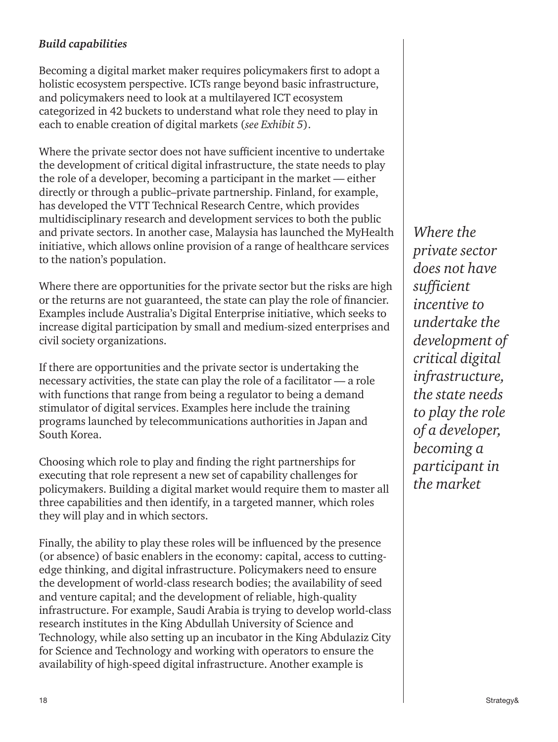***Build capabilities***

Becoming a digital market maker requires policymakers first to adopt a holistic ecosystem perspective. ICTs range beyond basic infrastructure, and policymakers need to look at a multilayered ICT ecosystem categorized in 42 buckets to understand what role they need to play in each to enable creation of digital markets (*see Exhibit 5*).

Where the private sector does not have sufficient incentive to undertake the development of critical digital infrastructure, the state needs to play the role of a developer, becoming a participant in the market — either directly or through a public–private partnership. Finland, for example, has developed the VTT Technical Research Centre, which provides multidisciplinary research and development services to both the public and private sectors. In another case, Malaysia has launched the MyHealth initiative, which allows online provision of a range of healthcare services to the nation's population.

*Where the private sector does not have sufficient incentive to undertake the development of critical digital infrastructure, the state needs to play the role of a developer, becoming a participant in the market*

Where there are opportunities for the private sector but the risks are high or the returns are not guaranteed, the state can play the role of financier. Examples include Australia's Digital Enterprise initiative, which seeks to increase digital participation by small and medium-sized enterprises and civil society organizations.

If there are opportunities and the private sector is undertaking the necessary activities, the state can play the role of a facilitator — a role with functions that range from being a regulator to being a demand stimulator of digital services. Examples here include the training programs launched by telecommunications authorities in Japan and South Korea.

Choosing which role to play and finding the right partnerships for executing that role represent a new set of capability challenges for policymakers. Building a digital market would require them to master all three capabilities and then identify, in a targeted manner, which roles they will play and in which sectors.

Finally, the ability to play these roles will be influenced by the presence (or absence) of basic enablers in the economy: capital, access to cutting-edge thinking, and digital infrastructure. Policymakers need to ensure the development of world-class research bodies; the availability of seed and venture capital; and the development of reliable, high-quality infrastructure. For example, Saudi Arabia is trying to develop world-class research institutes in the King Abdullah University of Science and Technology, while also setting up an incubator in the King Abdulaziz City for Science and Technology and working with operators to ensure the availability of high-speed digital infrastructure. Another example is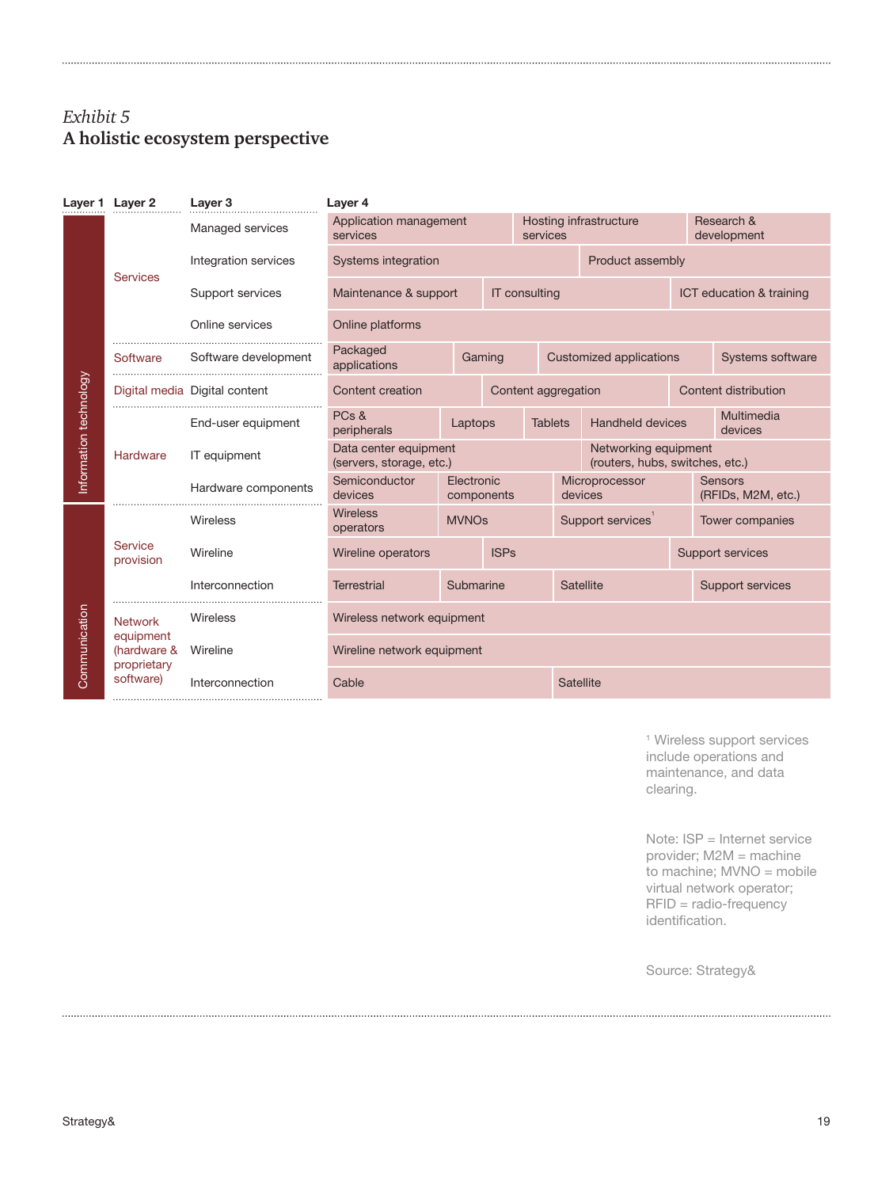*Exhibit 5*

**A holistic ecosystem perspective**

| Layer 1 | Layer 2 | Layer 3 | Layer 4 |
|---|---|---|---|
| Information technology | Services | Managed services | Application management services; Hosting infrastructure services; Research & development |
| | | Integration services | Systems integration; Product assembly |
| | | Support services | Maintenance & support; IT consulting; ICT education & training |
| | | Online services | Online platforms |
| | Software | Software development | Packaged applications; Gaming; Customized applications; Systems software |
| | Digital media | Digital content | Content creation; Content aggregation; Content distribution |
| | Hardware | End-user equipment | PCs & peripherals; Laptops; Tablets; Handheld devices; Multimedia devices |
| | | IT equipment | Data center equipment (servers, storage, etc.); Networking equipment (routers, hubs, switches, etc.) |
| | | Hardware components | Semiconductor devices; Electronic components; Microprocessor devices; Sensors (RFIDs, M2M, etc.) |
| Communication | Service provision | Wireless | Wireless operators; MVNOs; Support services[1]; Tower companies |
| | | Wireline | Wireline operators; ISPs; Support services |
| | | Interconnection | Terrestrial; Submarine; Satellite; Support services |
| | Network equipment (hardware & proprietary software) | Wireless | Wireless network equipment |
| | | Wireline | Wireline network equipment |
| | | Interconnection | Cable; Satellite |

[1] Wireless support services include operations and maintenance, and data clearing.

Note: ISP = Internet service provider; M2M = machine to machine; MVNO = mobile virtual network operator; RFID = radio-frequency identification.

Source: Strategy&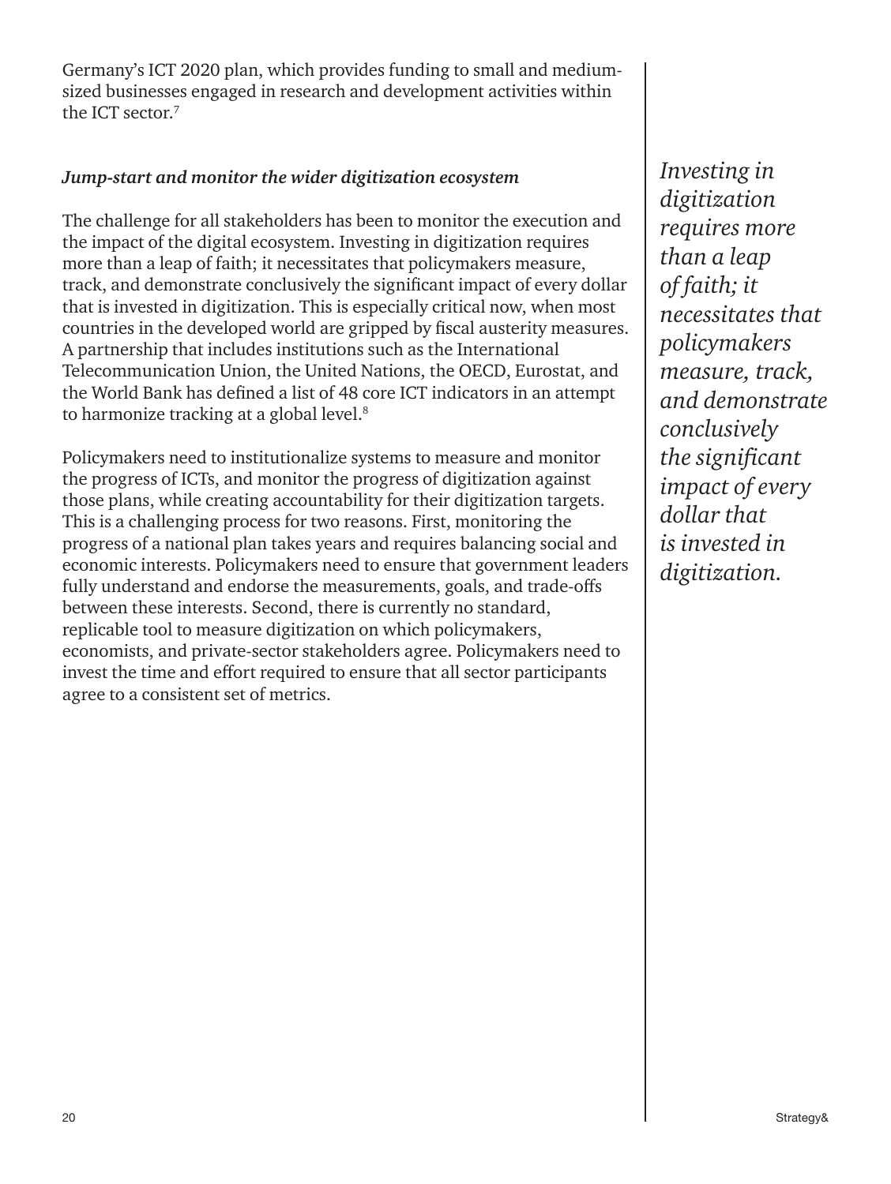Germany's ICT 2020 plan, which provides funding to small and medium-sized businesses engaged in research and development activities within the ICT sector.[7]

***Jump-start and monitor the wider digitization ecosystem***

The challenge for all stakeholders has been to monitor the execution and the impact of the digital ecosystem. Investing in digitization requires more than a leap of faith; it necessitates that policymakers measure, track, and demonstrate conclusively the significant impact of every dollar that is invested in digitization. This is especially critical now, when most countries in the developed world are gripped by fiscal austerity measures. A partnership that includes institutions such as the International Telecommunication Union, the United Nations, the OECD, Eurostat, and the World Bank has defined a list of 48 core ICT indicators in an attempt to harmonize tracking at a global level.[8]

Policymakers need to institutionalize systems to measure and monitor the progress of ICTs, and monitor the progress of digitization against those plans, while creating accountability for their digitization targets. This is a challenging process for two reasons. First, monitoring the progress of a national plan takes years and requires balancing social and economic interests. Policymakers need to ensure that government leaders fully understand and endorse the measurements, goals, and trade-offs between these interests. Second, there is currently no standard, replicable tool to measure digitization on which policymakers, economists, and private-sector stakeholders agree. Policymakers need to invest the time and effort required to ensure that all sector participants agree to a consistent set of metrics.

*Investing in digitization requires more than a leap of faith; it necessitates that policymakers measure, track, and demonstrate conclusively the significant impact of every dollar that is invested in digitization.*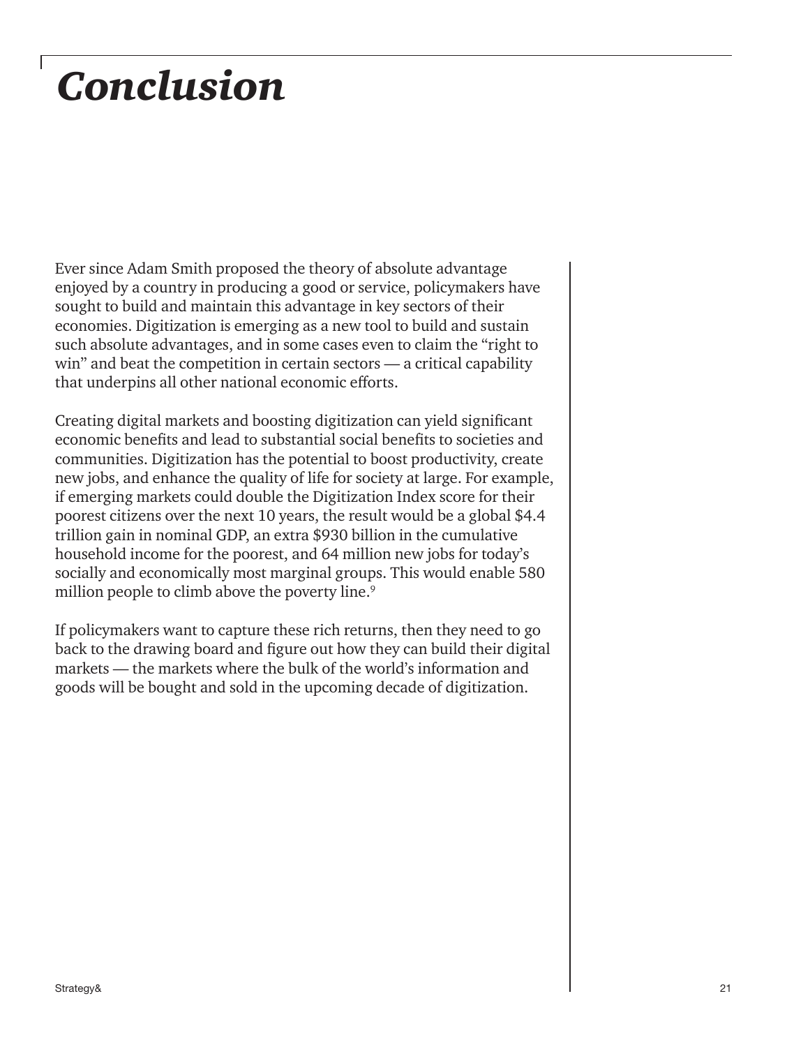# *Conclusion*

Ever since Adam Smith proposed the theory of absolute advantage enjoyed by a country in producing a good or service, policymakers have sought to build and maintain this advantage in key sectors of their economies. Digitization is emerging as a new tool to build and sustain such absolute advantages, and in some cases even to claim the "right to win" and beat the competition in certain sectors — a critical capability that underpins all other national economic efforts.

Creating digital markets and boosting digitization can yield significant economic benefits and lead to substantial social benefits to societies and communities. Digitization has the potential to boost productivity, create new jobs, and enhance the quality of life for society at large. For example, if emerging markets could double the Digitization Index score for their poorest citizens over the next 10 years, the result would be a global $4.4 trillion gain in nominal GDP, an extra $930 billion in the cumulative household income for the poorest, and 64 million new jobs for today's socially and economically most marginal groups. This would enable 580 million people to climb above the poverty line.[9]

If policymakers want to capture these rich returns, then they need to go back to the drawing board and figure out how they can build their digital markets — the markets where the bulk of the world's information and goods will be bought and sold in the upcoming decade of digitization.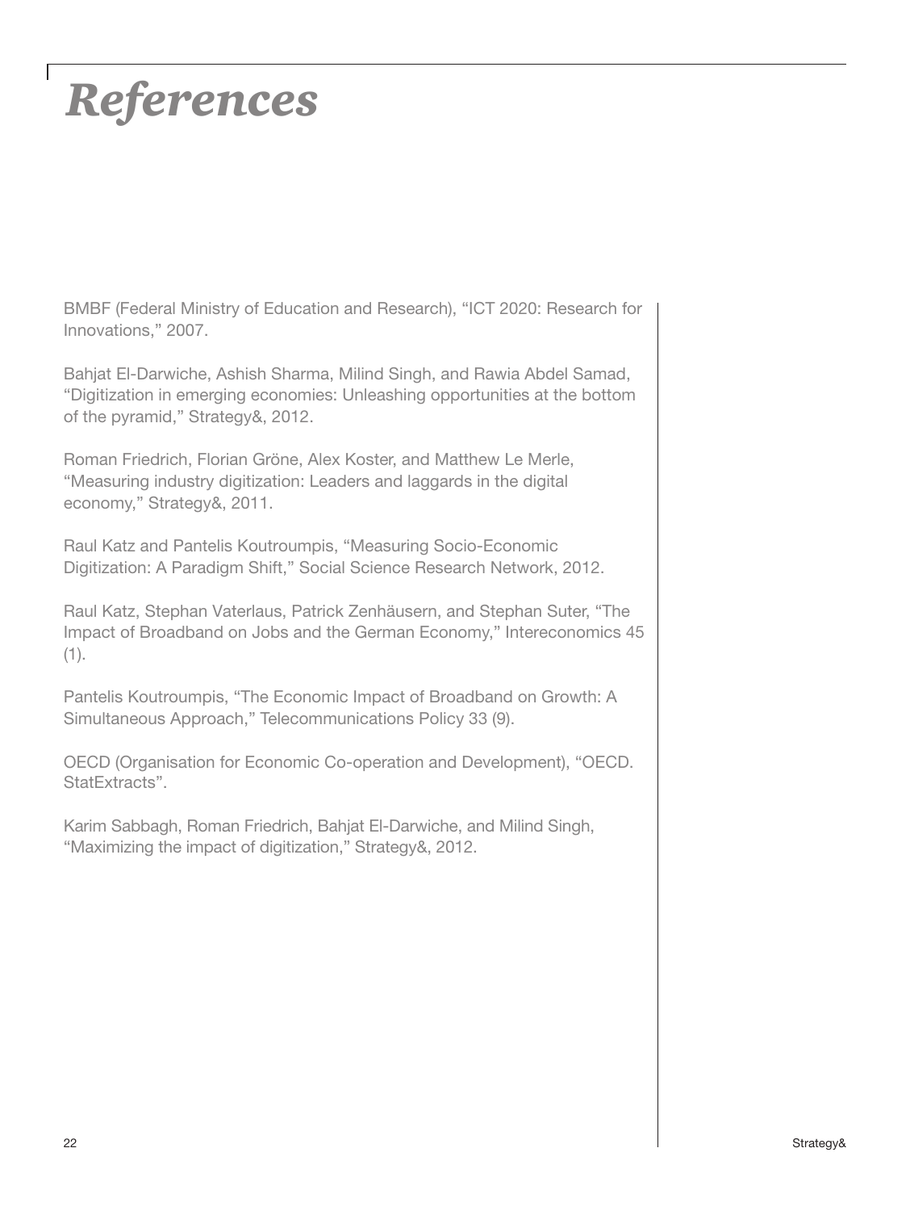# References

BMBF (Federal Ministry of Education and Research), "ICT 2020: Research for Innovations," 2007.

Bahjat El-Darwiche, Ashish Sharma, Milind Singh, and Rawia Abdel Samad, "Digitization in emerging economies: Unleashing opportunities at the bottom of the pyramid," Strategy&, 2012.

Roman Friedrich, Florian Gröne, Alex Koster, and Matthew Le Merle, "Measuring industry digitization: Leaders and laggards in the digital economy," Strategy&, 2011.

Raul Katz and Pantelis Koutroumpis, "Measuring Socio-Economic Digitization: A Paradigm Shift," Social Science Research Network, 2012.

Raul Katz, Stephan Vaterlaus, Patrick Zenhäusern, and Stephan Suter, "The Impact of Broadband on Jobs and the German Economy," Intereconomics 45 (1).

Pantelis Koutroumpis, "The Economic Impact of Broadband on Growth: A Simultaneous Approach," Telecommunications Policy 33 (9).

OECD (Organisation for Economic Co-operation and Development), "OECD. StatExtracts".

Karim Sabbagh, Roman Friedrich, Bahjat El-Darwiche, and Milind Singh, "Maximizing the impact of digitization," Strategy&, 2012.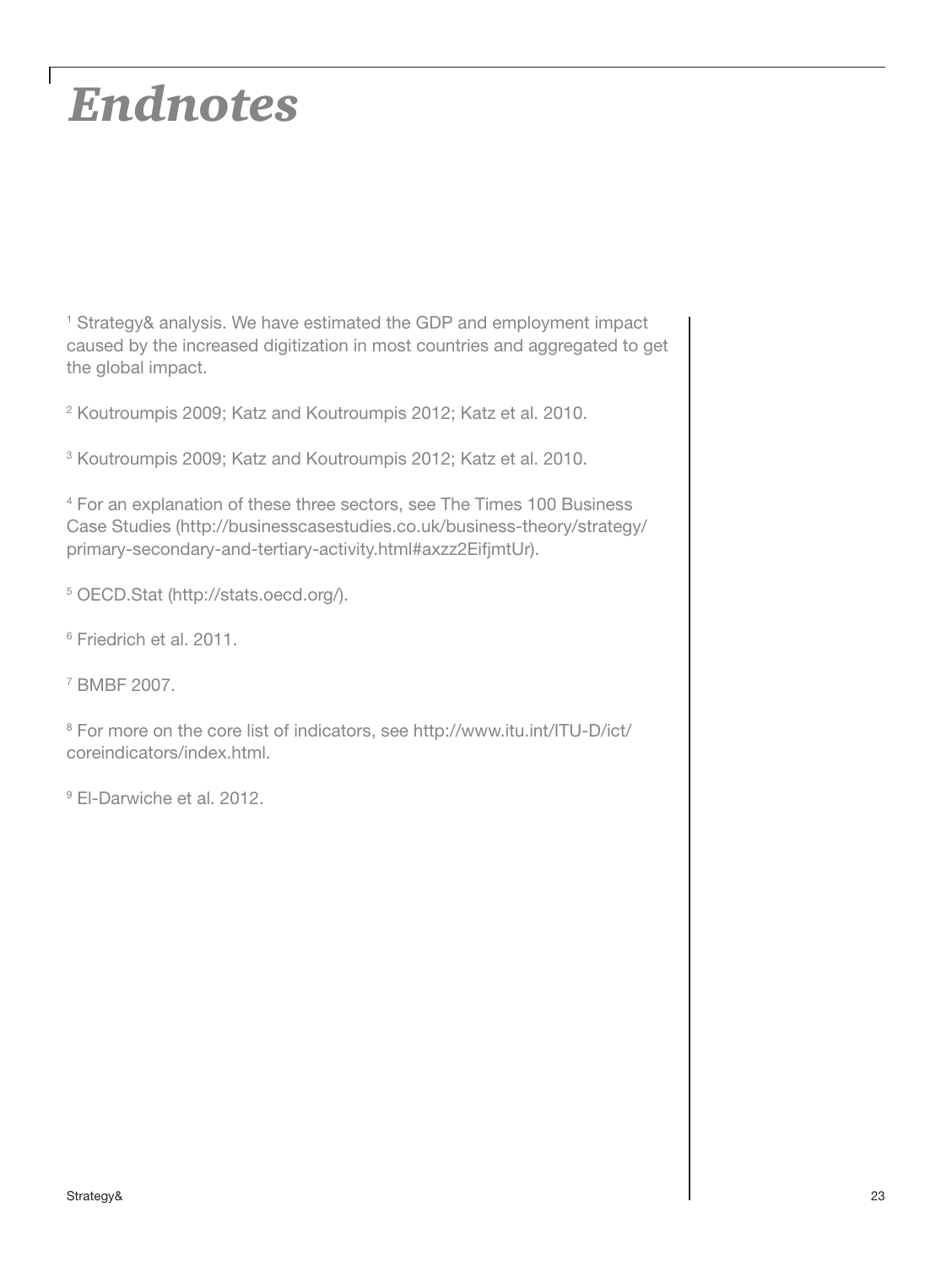# *Endnotes*

[1] Strategy& analysis. We have estimated the GDP and employment impact caused by the increased digitization in most countries and aggregated to get the global impact.

[2] Koutroumpis 2009; Katz and Koutroumpis 2012; Katz et al. 2010.

[3] Koutroumpis 2009; Katz and Koutroumpis 2012; Katz et al. 2010.

[4] For an explanation of these three sectors, see The Times 100 Business Case Studies (http://businesscasestudies.co.uk/business-theory/strategy/primary-secondary-and-tertiary-activity.html#axzz2EifjmtUr).

[5] OECD.Stat (http://stats.oecd.org/).

[6] Friedrich et al. 2011.

[7] BMBF 2007.

[8] For more on the core list of indicators, see http://www.itu.int/ITU-D/ict/coreindicators/index.html.

[9] El-Darwiche et al. 2012.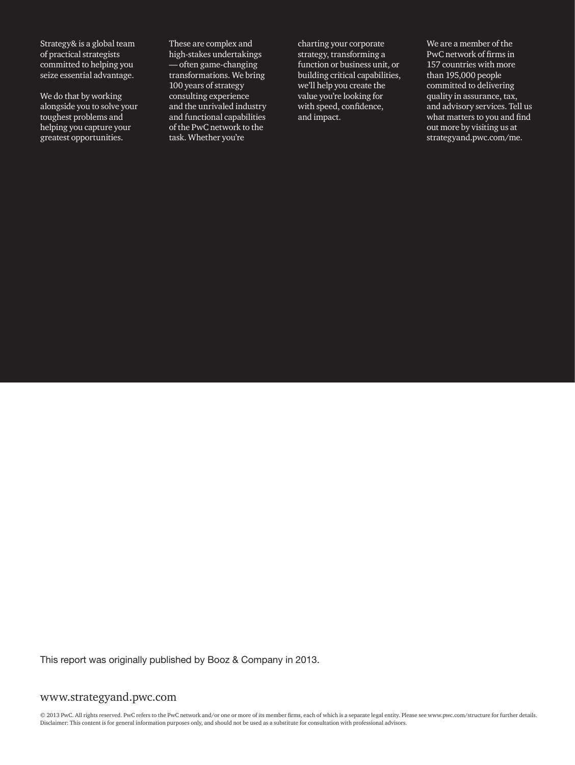Strategy& is a global team of practical strategists committed to helping you seize essential advantage.

We do that by working alongside you to solve your toughest problems and helping you capture your greatest opportunities.

These are complex and high-stakes undertakings — often game-changing transformations. We bring 100 years of strategy consulting experience and the unrivaled industry and functional capabilities of the PwC network to the task. Whether you're charting your corporate strategy, transforming a function or business unit, or building critical capabilities, we'll help you create the value you're looking for with speed, confidence, and impact.

We are a member of the PwC network of firms in 157 countries with more than 195,000 people committed to delivering quality in assurance, tax, and advisory services. Tell us what matters to you and find out more by visiting us at strategyand.pwc.com/me.

This report was originally published by Booz & Company in 2013.

www.strategyand.pwc.com

© 2013 PwC. All rights reserved. PwC refers to the PwC network and/or one or more of its member firms, each of which is a separate legal entity. Please see www.pwc.com/structure for further details.
Disclaimer: This content is for general information purposes only, and should not be used as a substitute for consultation with professional advisors.